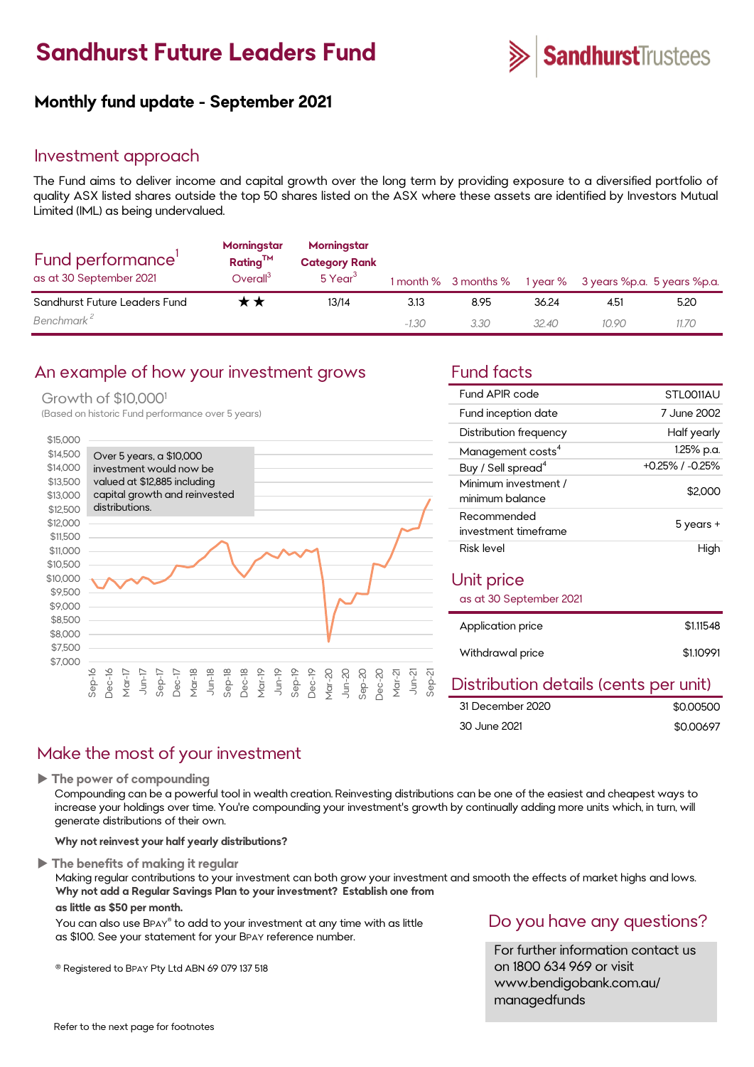# Sandhurst Future Leaders Fund

SandhurstTrustees

## Monthly fund update - September 2021

## Investment approach

The Fund aims to deliver income and capital growth over the long term by providing exposure to a diversified portfolio of quality ASX listed shares outside the top 50 shares listed on the ASX where these assets are identified by Investors Mutual Limited (IML) as being undervalued.

| Fund performance[1] as at 30 September 2021 | Morningstar Rating™ Overall[3] | Morningstar Category Rank 5 Year[3] | 1 month % | 3 months % | 1 year % | 3 years %p.a. | 5 years %p.a. |
|---|---|---|---|---|---|---|---|
| Sandhurst Future Leaders Fund | ★★ | 13/14 | 3.13 | 8.95 | 36.24 | 4.51 | 5.20 |
| *Benchmark*[2] | | | *-1.30* | *3.30* | *32.40* | *10.90* | *11.70* |

## An example of how your investment grows

Growth of $10,000[1]

(Based on historic Fund performance over 5 years)

Over 5 years, a $10,000 investment would now be valued at $12,885 including capital growth and reinvested distributions.

## Fund facts

| | |
|---|---|
| Fund APIR code | STL0011AU |
| Fund inception date | 7 June 2002 |
| Distribution frequency | Half yearly |
| Management costs[4] | 1.25% p.a. |
| Buy / Sell spread[4] | +0.25% / -0.25% |
| Minimum investment / minimum balance | $2,000 |
| Recommended investment timeframe | 5 years + |
| Risk level | High |

## Unit price

as at 30 September 2021

| | |
|---|---|
| Application price | $1.11548 |
| Withdrawal price | $1.10991 |

## Distribution details (cents per unit)

| | |
|---|---|
| 31 December 2020 | $0.00500 |
| 30 June 2021 | $0.00697 |

## Make the most of your investment

▶ **The power of compounding**

Compounding can be a powerful tool in wealth creation. Reinvesting distributions can be one of the easiest and cheapest ways to increase your holdings over time. You're compounding your investment's growth by continually adding more units which, in turn, will generate distributions of their own.

**Why not reinvest your half yearly distributions?**

▶ **The benefits of making it regular**

Making regular contributions to your investment can both grow your investment and smooth the effects of market highs and lows.
**Why not add a Regular Savings Plan to your investment? Establish one from as little as $50 per month.**

You can also use BPAY® to add to your investment at any time with as little as $100. See your statement for your BPAY reference number.

® Registered to BPAY Pty Ltd ABN 69 079 137 518

## Do you have any questions?

For further information contact us on 1800 634 969 or visit www.bendigobank.com.au/managedfunds

Refer to the next page for footnotes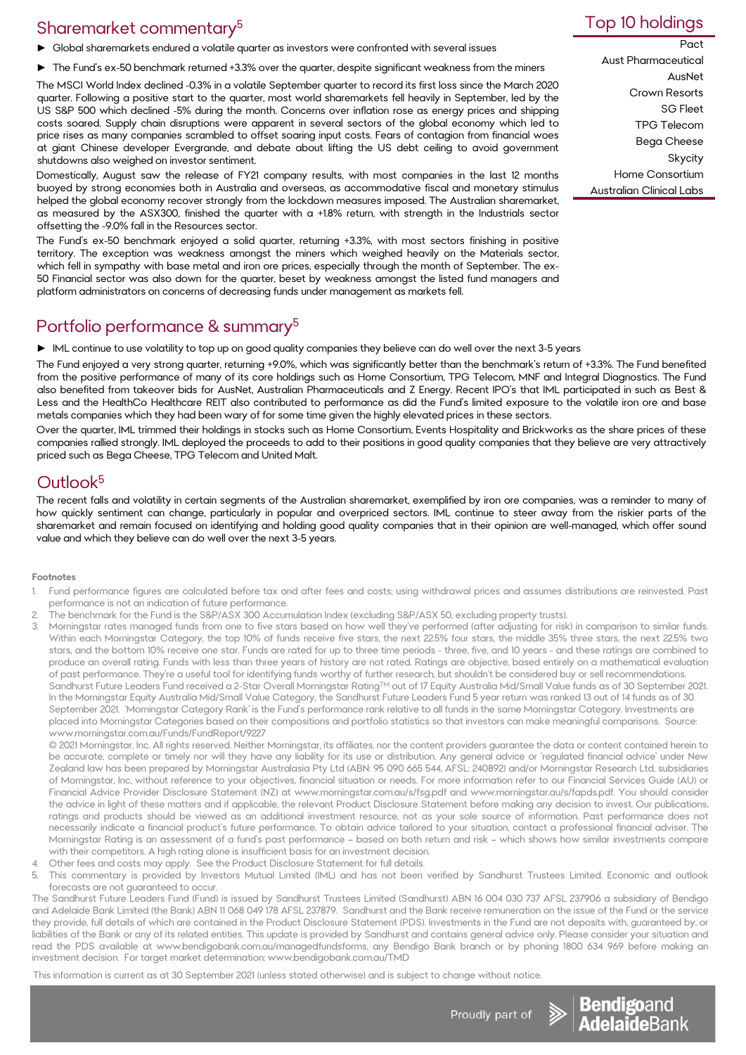## Sharemarket commentary[5]

- Global sharemarkets endured a volatile quarter as investors were confronted with several issues
- The Fund's ex-50 benchmark returned +3.3% over the quarter, despite significant weakness from the miners

The MSCI World Index declined -0.3% in a volatile September quarter to record its first loss since the March 2020 quarter. Following a positive start to the quarter, most world sharemarkets fell heavily in September, led by the US S&P 500 which declined -5% during the month. Concerns over inflation rose as energy prices and shipping costs soared. Supply chain disruptions were apparent in several sectors of the global economy which led to price rises as many companies scrambled to offset soaring input costs. Fears of contagion from financial woes at giant Chinese developer Evergrande, and debate about lifting the US debt ceiling to avoid government shutdowns also weighed on investor sentiment.

Domestically, August saw the release of FY21 company results, with most companies in the last 12 months buoyed by strong economies both in Australia and overseas, as accommodative fiscal and monetary stimulus helped the global economy recover strongly from the lockdown measures imposed. The Australian sharemarket, as measured by the ASX300, finished the quarter with a +1.8% return, with strength in the Industrials sector offsetting the -9.0% fall in the Resources sector.

The Fund's ex-50 benchmark enjoyed a solid quarter, returning +3.3%, with most sectors finishing in positive territory. The exception was weakness amongst the miners which weighed heavily on the Materials sector, which fell in sympathy with base metal and iron ore prices, especially through the month of September. The ex-50 Financial sector was also down for the quarter, beset by weakness amongst the listed fund managers and platform administrators on concerns of decreasing funds under management as markets fell.

## Top 10 holdings

| |
|---|
| Pact |
| Aust Pharmaceutical |
| AusNet |
| Crown Resorts |
| SG Fleet |
| TPG Telecom |
| Bega Cheese |
| Skycity |
| Home Consortium |
| Australian Clinical Labs |

## Portfolio performance & summary[5]

- IML continue to use volatility to top up on good quality companies they believe can do well over the next 3-5 years

The Fund enjoyed a very strong quarter, returning +9.0%, which was significantly better than the benchmark's return of +3.3%. The Fund benefited from the positive performance of many of its core holdings such as Home Consortium, TPG Telecom, MNF and Integral Diagnostics. The Fund also benefited from takeover bids for AusNet, Australian Pharmaceuticals and Z Energy. Recent IPO's that IML participated in such as Best & Less and the HealthCo Healthcare REIT also contributed to performance as did the Fund's limited exposure to the volatile iron ore and base metals companies which they had been wary of for some time given the highly elevated prices in these sectors.

Over the quarter, IML trimmed their holdings in stocks such as Home Consortium, Events Hospitality and Brickworks as the share prices of these companies rallied strongly. IML deployed the proceeds to add to their positions in good quality companies that they believe are very attractively priced such as Bega Cheese, TPG Telecom and United Malt.

## Outlook[5]

The recent falls and volatility in certain segments of the Australian sharemarket, exemplified by iron ore companies, was a reminder to many of how quickly sentiment can change, particularly in popular and overpriced sectors. IML continue to steer away from the riskier parts of the sharemarket and remain focused on identifying and holding good quality companies that in their opinion are well-managed, which offer sound value and which they believe can do well over the next 3-5 years.

#### Footnotes

1. Fund performance figures are calculated before tax and after fees and costs; using withdrawal prices and assumes distributions are reinvested. Past performance is not an indication of future performance.
2. The benchmark for the Fund is the S&P/ASX 300 Accumulation Index (excluding S&P/ASX 50, excluding property trusts).
3. Morningstar rates managed funds from one to five stars based on how well they've performed (after adjusting for risk) in comparison to similar funds. Within each Morningstar Category, the top 10% of funds receive five stars, the next 22.5% four stars, the middle 35% three stars, the next 22.5% two stars, and the bottom 10% receive one star. Funds are rated for up to three time periods - three, five, and 10 years - and these ratings are combined to produce an overall rating. Funds with less than three years of history are not rated. Ratings are objective, based entirely on a mathematical evaluation of past performance. They're a useful tool for identifying funds worthy of further research, but shouldn't be considered buy or sell recommendations. Sandhurst Future Leaders Fund received a 2-Star Overall Morningstar Rating™ out of 17 Equity Australia Mid/Small Value funds as of 30 September 2021. In the Morningstar Equity Australia Mid/Small Value Category, the Sandhurst Future Leaders Fund 5 year return was ranked 13 out of 14 funds as of 30 September 2021. 'Morningstar Category Rank' is the Fund's performance rank relative to all funds in the same Morningstar Category. Investments are placed into Morningstar Categories based on their compositions and portfolio statistics so that investors can make meaningful comparisons. Source: www.morningstar.com.au/Funds/FundReport/9227
   © 2021 Morningstar, Inc. All rights reserved. Neither Morningstar, its affiliates, nor the content providers guarantee the data or content contained herein to be accurate, complete or timely nor will they have any liability for its use or distribution. Any general advice or 'regulated financial advice' under New Zealand law has been prepared by Morningstar Australasia Pty Ltd (ABN: 95 090 665 544, AFSL: 240892) and/or Morningstar Research Ltd, subsidiaries of Morningstar, Inc, without reference to your objectives, financial situation or needs. For more information refer to our Financial Services Guide (AU) or Financial Advice Provider Disclosure Statement (NZ) at www.morningstar.com.au/s/fsg.pdf and www.morningstar.com.au/s/fapds.pdf. You should consider the advice in light of these matters and if applicable, the relevant Product Disclosure Statement before making any decision to invest. Our publications, ratings and products should be viewed as an additional investment resource, not as your sole source of information. Past performance does not necessarily indicate a financial product's future performance. To obtain advice tailored to your situation, contact a professional financial adviser. The Morningstar Rating is an assessment of a fund's past performance – based on both return and risk – which shows how similar investments compare with their competitors. A high rating alone is insufficient basis for an investment decision.
4. Other fees and costs may apply. See the Product Disclosure Statement for full details.
5. This commentary is provided by Investors Mutual Limited (IML) and has not been verified by Sandhurst Trustees Limited. Economic and outlook forecasts are not guaranteed to occur.

The Sandhurst Future Leaders Fund (Fund) is issued by Sandhurst Trustees Limited (Sandhurst) ABN 16 004 030 737 AFSL 237906 a subsidiary of Bendigo and Adelaide Bank Limited (the Bank) ABN 11 068 049 178 AFSL 237879. Sandhurst and the Bank receive remuneration on the issue of the Fund or the service they provide, full details of which are contained in the Product Disclosure Statement (PDS). Investments in the Fund are not deposits with, guaranteed by, or liabilities of the Bank or any of its related entities. This update is provided by Sandhurst and contains general advice only. Please consider your situation and read the PDS available at www.bendigobank.com.au/managedfundsforms, any Bendigo Bank branch or by phoning 1800 634 969 before making an investment decision. For target market determination: www.bendigobank.com.au/TMD

This information is current as at 30 September 2021 (unless stated otherwise) and is subject to change without notice.

Proudly part of Bendigo and Adelaide Bank